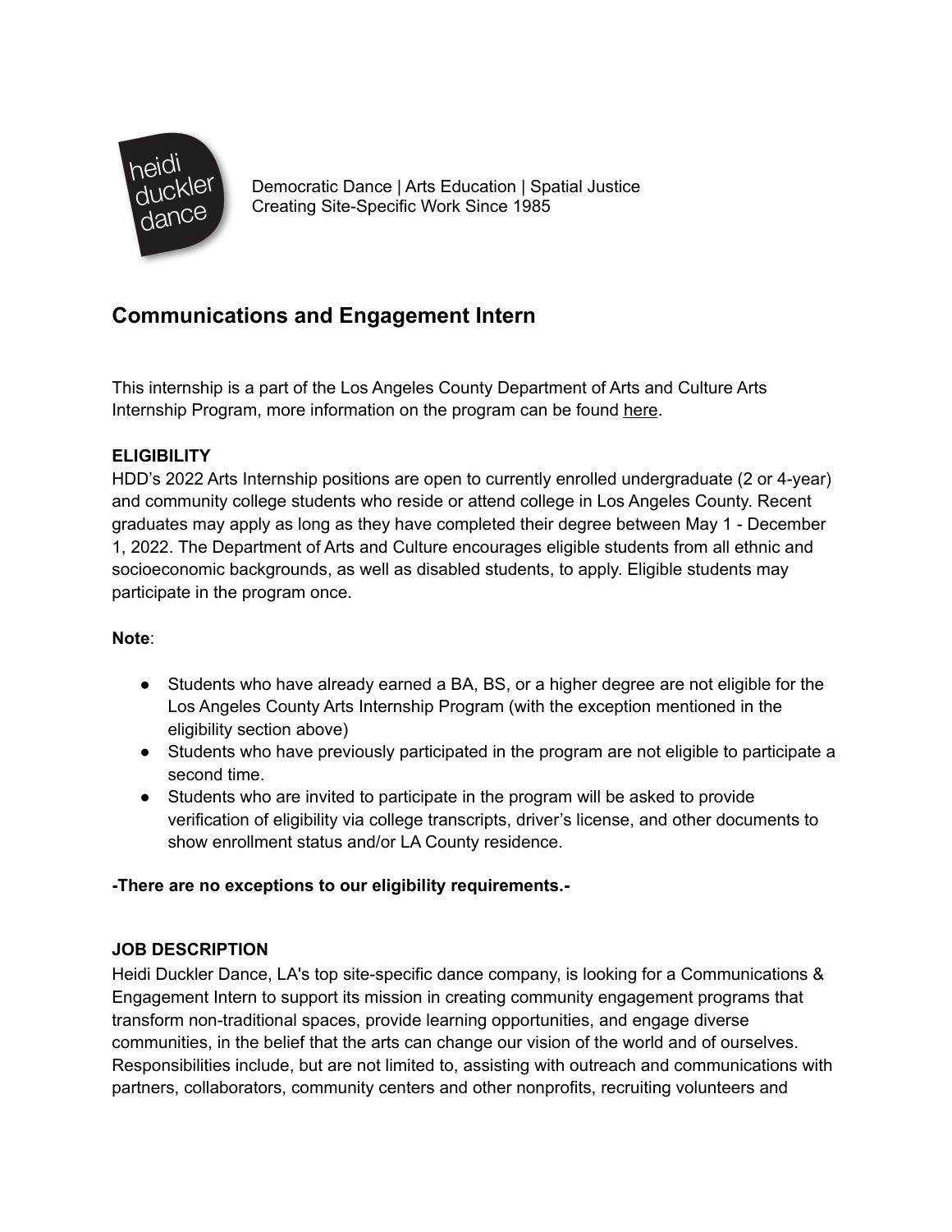heidi duckler dance

Democratic Dance | Arts Education | Spatial Justice
Creating Site-Specific Work Since 1985

## Communications and Engagement Intern

This internship is a part of the Los Angeles County Department of Arts and Culture Arts Internship Program, more information on the program can be found here.

**ELIGIBILITY**
HDD's 2022 Arts Internship positions are open to currently enrolled undergraduate (2 or 4-year) and community college students who reside or attend college in Los Angeles County. Recent graduates may apply as long as they have completed their degree between May 1 - December 1, 2022. The Department of Arts and Culture encourages eligible students from all ethnic and socioeconomic backgrounds, as well as disabled students, to apply. Eligible students may participate in the program once.

**Note**:

- Students who have already earned a BA, BS, or a higher degree are not eligible for the Los Angeles County Arts Internship Program (with the exception mentioned in the eligibility section above)
- Students who have previously participated in the program are not eligible to participate a second time.
- Students who are invited to participate in the program will be asked to provide verification of eligibility via college transcripts, driver's license, and other documents to show enrollment status and/or LA County residence.

**-There are no exceptions to our eligibility requirements.-**

**JOB DESCRIPTION**
Heidi Duckler Dance, LA's top site-specific dance company, is looking for a Communications & Engagement Intern to support its mission in creating community engagement programs that transform non-traditional spaces, provide learning opportunities, and engage diverse communities, in the belief that the arts can change our vision of the world and of ourselves. Responsibilities include, but are not limited to, assisting with outreach and communications with partners, collaborators, community centers and other nonprofits, recruiting volunteers and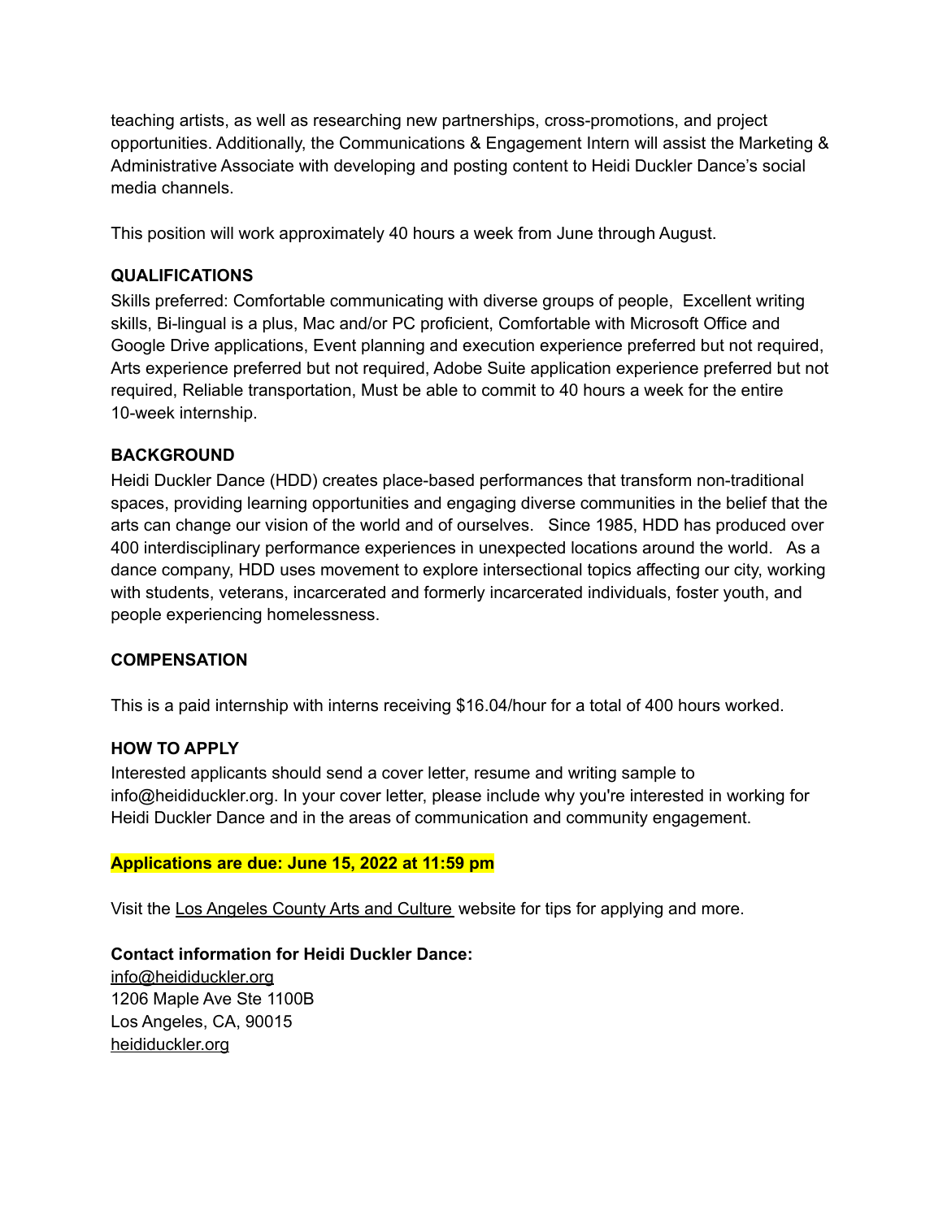teaching artists, as well as researching new partnerships, cross-promotions, and project opportunities. Additionally, the Communications & Engagement Intern will assist the Marketing & Administrative Associate with developing and posting content to Heidi Duckler Dance's social media channels.

This position will work approximately 40 hours a week from June through August.

**QUALIFICATIONS**

Skills preferred: Comfortable communicating with diverse groups of people, Excellent writing skills, Bi-lingual is a plus, Mac and/or PC proficient, Comfortable with Microsoft Office and Google Drive applications, Event planning and execution experience preferred but not required, Arts experience preferred but not required, Adobe Suite application experience preferred but not required, Reliable transportation, Must be able to commit to 40 hours a week for the entire 10-week internship.

**BACKGROUND**

Heidi Duckler Dance (HDD) creates place-based performances that transform non-traditional spaces, providing learning opportunities and engaging diverse communities in the belief that the arts can change our vision of the world and of ourselves. Since 1985, HDD has produced over 400 interdisciplinary performance experiences in unexpected locations around the world. As a dance company, HDD uses movement to explore intersectional topics affecting our city, working with students, veterans, incarcerated and formerly incarcerated individuals, foster youth, and people experiencing homelessness.

**COMPENSATION**

This is a paid internship with interns receiving $16.04/hour for a total of 400 hours worked.

**HOW TO APPLY**

Interested applicants should send a cover letter, resume and writing sample to info@heididuckler.org. In your cover letter, please include why you're interested in working for Heidi Duckler Dance and in the areas of communication and community engagement.

**Applications are due: June 15, 2022 at 11:59 pm**

Visit the Los Angeles County Arts and Culture website for tips for applying and more.

**Contact information for Heidi Duckler Dance:**

info@heididuckler.org
1206 Maple Ave Ste 1100B
Los Angeles, CA, 90015
heididuckler.org